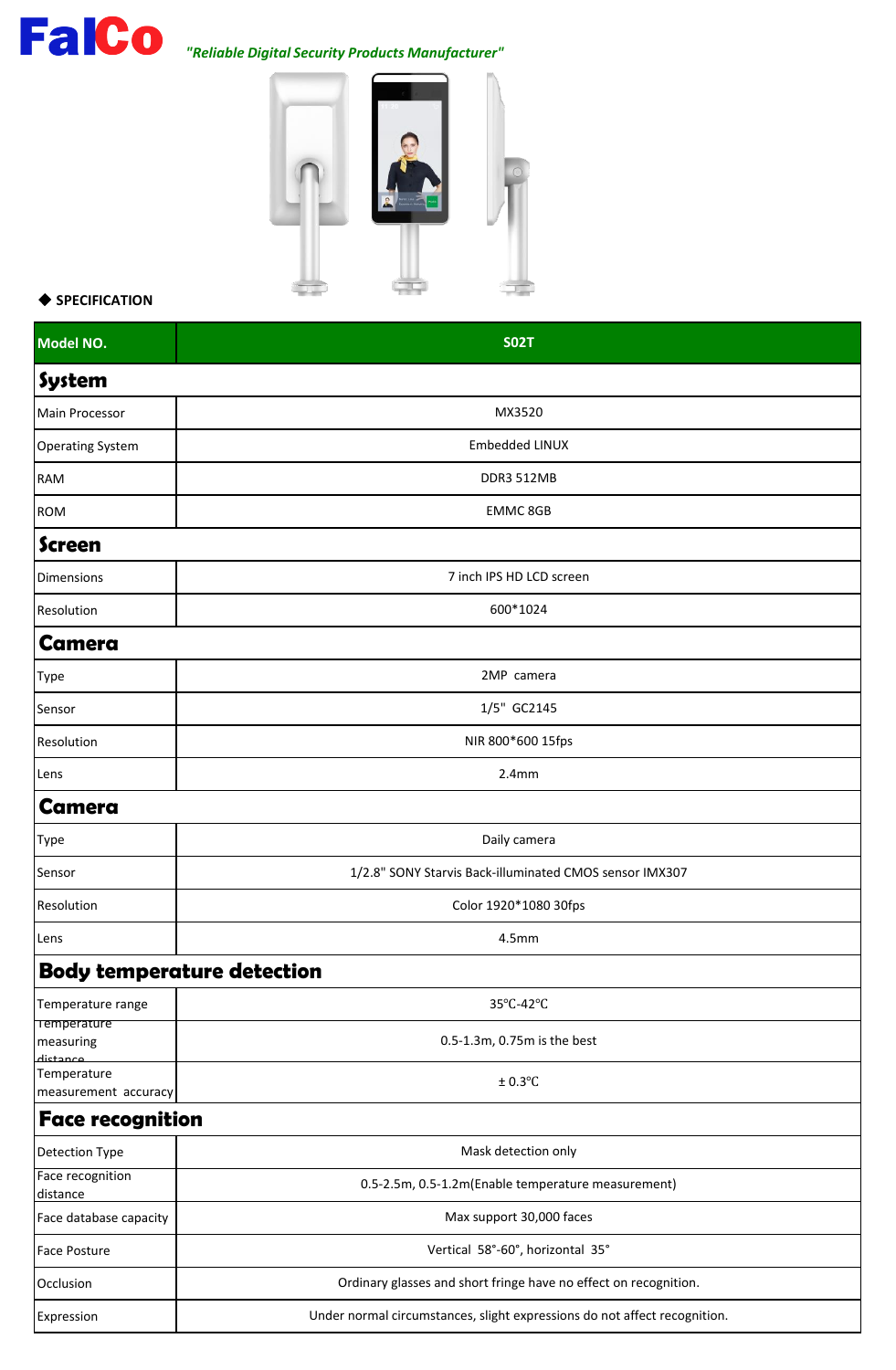**FalCo** *"Reliable Digital Security Products Manufacturer"*

◆ **SPECIFICATION**

| Model NO. | S02T |
|---|---|
| **System** | |
| Main Processor | MX3520 |
| Operating System | Embedded LINUX |
| RAM | DDR3 512MB |
| ROM | EMMC 8GB |
| **Screen** | |
| Dimensions | 7 inch IPS HD LCD screen |
| Resolution | 600*1024 |
| **Camera** | |
| Type | 2MP camera |
| Sensor | 1/5" GC2145 |
| Resolution | NIR 800*600 15fps |
| Lens | 2.4mm |
| **Camera** | |
| Type | Daily camera |
| Sensor | 1/2.8" SONY Starvis Back-illuminated CMOS sensor IMX307 |
| Resolution | Color 1920*1080 30fps |
| Lens | 4.5mm |
| **Body temperature detection** | |
| Temperature range | 35℃-42℃ |
| Temperature measuring distance | 0.5-1.3m, 0.75m is the best |
| Temperature measurement accuracy | ± 0.3℃ |
| **Face recognition** | |
| Detection Type | Mask detection only |
| Face recognition distance | 0.5-2.5m, 0.5-1.2m(Enable temperature measurement) |
| Face database capacity | Max support 30,000 faces |
| Face Posture | Vertical 58°-60°, horizontal 35° |
| Occlusion | Ordinary glasses and short fringe have no effect on recognition. |
| Expression | Under normal circumstances, slight expressions do not affect recognition. |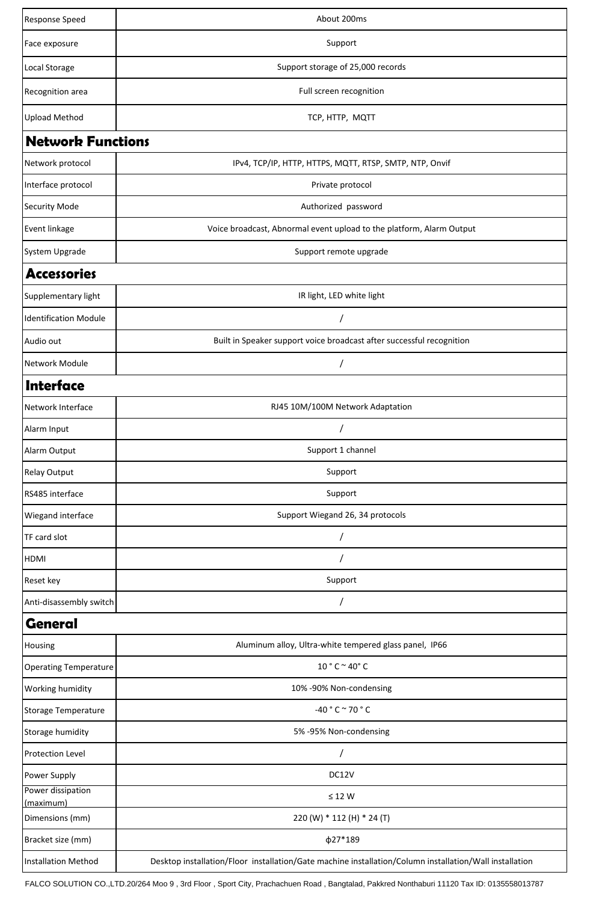| | |
|---|---|
| Response Speed | About 200ms |
| Face exposure | Support |
| Local Storage | Support storage of 25,000 records |
| Recognition area | Full screen recognition |
| Upload Method | TCP, HTTP, MQTT |
| **Network Functions** | |
| Network protocol | IPv4, TCP/IP, HTTP, HTTPS, MQTT, RTSP, SMTP, NTP, Onvif |
| Interface protocol | Private protocol |
| Security Mode | Authorized password |
| Event linkage | Voice broadcast, Abnormal event upload to the platform, Alarm Output |
| System Upgrade | Support remote upgrade |
| **Accessories** | |
| Supplementary light | IR light, LED white light |
| Identification Module | / |
| Audio out | Built in Speaker support voice broadcast after successful recognition |
| Network Module | / |
| **Interface** | |
| Network Interface | RJ45 10M/100M Network Adaptation |
| Alarm Input | / |
| Alarm Output | Support 1 channel |
| Relay Output | Support |
| RS485 interface | Support |
| Wiegand interface | Support Wiegand 26, 34 protocols |
| TF card slot | / |
| HDMI | / |
| Reset key | Support |
| Anti-disassembly switch | / |
| **General** | |
| Housing | Aluminum alloy, Ultra-white tempered glass panel, IP66 |
| Operating Temperature | 10 ° C ~ 40° C |
| Working humidity | 10% -90% Non-condensing |
| Storage Temperature | -40 ° C ~ 70 ° C |
| Storage humidity | 5% -95% Non-condensing |
| Protection Level | / |
| Power Supply | DC12V |
| Power dissipation (maximum) | ≤ 12 W |
| Dimensions (mm) | 220 (W) * 112 (H) * 24 (T) |
| Bracket size (mm) | ϕ27*189 |
| Installation Method | Desktop installation/Floor installation/Gate machine installation/Column installation/Wall installation |

FALCO SOLUTION CO.,LTD.20/264 Moo 9 , 3rd Floor , Sport City, Prachachuen Road , Bangtalad, Pakkred Nonthaburi 11120 Tax ID: 0135558013787